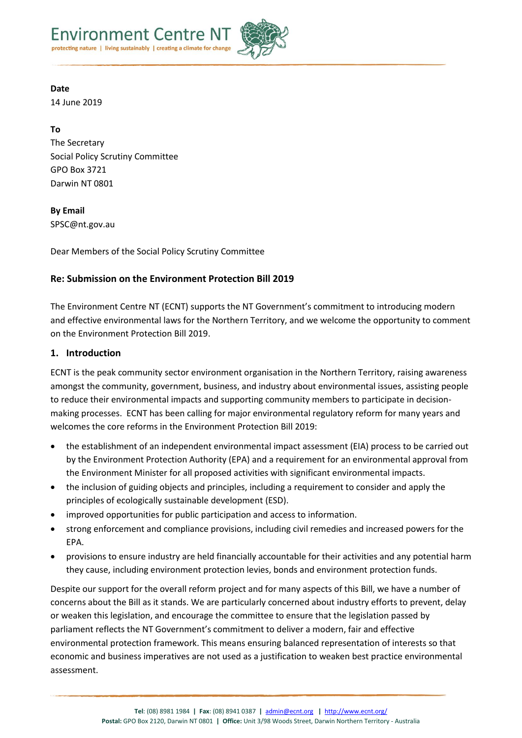**Environment Centre NT**

protecting nature | living sustainably | creating a climate for change

**Date**

14 June 2019

**To**

The Secretary
Social Policy Scrutiny Committee
GPO Box 3721
Darwin NT 0801

**By Email**

SPSC@nt.gov.au

Dear Members of the Social Policy Scrutiny Committee

**Re: Submission on the Environment Protection Bill 2019**

The Environment Centre NT (ECNT) supports the NT Government's commitment to introducing modern and effective environmental laws for the Northern Territory, and we welcome the opportunity to comment on the Environment Protection Bill 2019.

## 1. Introduction

ECNT is the peak community sector environment organisation in the Northern Territory, raising awareness amongst the community, government, business, and industry about environmental issues, assisting people to reduce their environmental impacts and supporting community members to participate in decision-making processes. ECNT has been calling for major environmental regulatory reform for many years and welcomes the core reforms in the Environment Protection Bill 2019:

- the establishment of an independent environmental impact assessment (EIA) process to be carried out by the Environment Protection Authority (EPA) and a requirement for an environmental approval from the Environment Minister for all proposed activities with significant environmental impacts.
- the inclusion of guiding objects and principles, including a requirement to consider and apply the principles of ecologically sustainable development (ESD).
- improved opportunities for public participation and access to information.
- strong enforcement and compliance provisions, including civil remedies and increased powers for the EPA.
- provisions to ensure industry are held financially accountable for their activities and any potential harm they cause, including environment protection levies, bonds and environment protection funds.

Despite our support for the overall reform project and for many aspects of this Bill, we have a number of concerns about the Bill as it stands. We are particularly concerned about industry efforts to prevent, delay or weaken this legislation, and encourage the committee to ensure that the legislation passed by parliament reflects the NT Government's commitment to deliver a modern, fair and effective environmental protection framework. This means ensuring balanced representation of interests so that economic and business imperatives are not used as a justification to weaken best practice environmental assessment.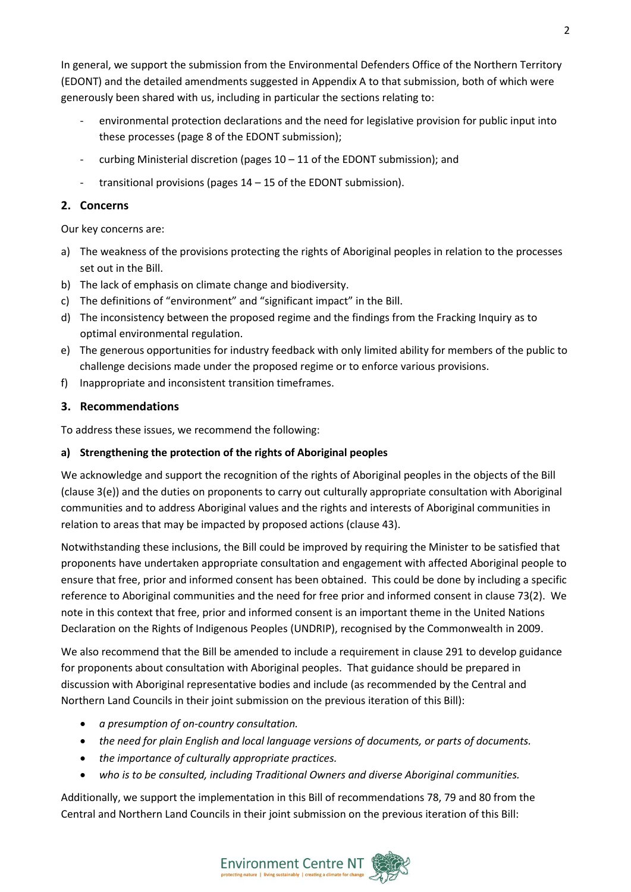In general, we support the submission from the Environmental Defenders Office of the Northern Territory (EDONT) and the detailed amendments suggested in Appendix A to that submission, both of which were generously been shared with us, including in particular the sections relating to:

- environmental protection declarations and the need for legislative provision for public input into these processes (page 8 of the EDONT submission);
- curbing Ministerial discretion (pages 10 – 11 of the EDONT submission); and
- transitional provisions (pages 14 – 15 of the EDONT submission).

## 2. Concerns

Our key concerns are:

a) The weakness of the provisions protecting the rights of Aboriginal peoples in relation to the processes set out in the Bill.
b) The lack of emphasis on climate change and biodiversity.
c) The definitions of "environment" and "significant impact" in the Bill.
d) The inconsistency between the proposed regime and the findings from the Fracking Inquiry as to optimal environmental regulation.
e) The generous opportunities for industry feedback with only limited ability for members of the public to challenge decisions made under the proposed regime or to enforce various provisions.
f) Inappropriate and inconsistent transition timeframes.

## 3. Recommendations

To address these issues, we recommend the following:

**a) Strengthening the protection of the rights of Aboriginal peoples**

We acknowledge and support the recognition of the rights of Aboriginal peoples in the objects of the Bill (clause 3(e)) and the duties on proponents to carry out culturally appropriate consultation with Aboriginal communities and to address Aboriginal values and the rights and interests of Aboriginal communities in relation to areas that may be impacted by proposed actions (clause 43).

Notwithstanding these inclusions, the Bill could be improved by requiring the Minister to be satisfied that proponents have undertaken appropriate consultation and engagement with affected Aboriginal people to ensure that free, prior and informed consent has been obtained. This could be done by including a specific reference to Aboriginal communities and the need for free prior and informed consent in clause 73(2). We note in this context that free, prior and informed consent is an important theme in the United Nations Declaration on the Rights of Indigenous Peoples (UNDRIP), recognised by the Commonwealth in 2009.

We also recommend that the Bill be amended to include a requirement in clause 291 to develop guidance for proponents about consultation with Aboriginal peoples. That guidance should be prepared in discussion with Aboriginal representative bodies and include (as recommended by the Central and Northern Land Councils in their joint submission on the previous iteration of this Bill):

- *a presumption of on-country consultation.*
- *the need for plain English and local language versions of documents, or parts of documents.*
- *the importance of culturally appropriate practices.*
- *who is to be consulted, including Traditional Owners and diverse Aboriginal communities.*

Additionally, we support the implementation in this Bill of recommendations 78, 79 and 80 from the Central and Northern Land Councils in their joint submission on the previous iteration of this Bill: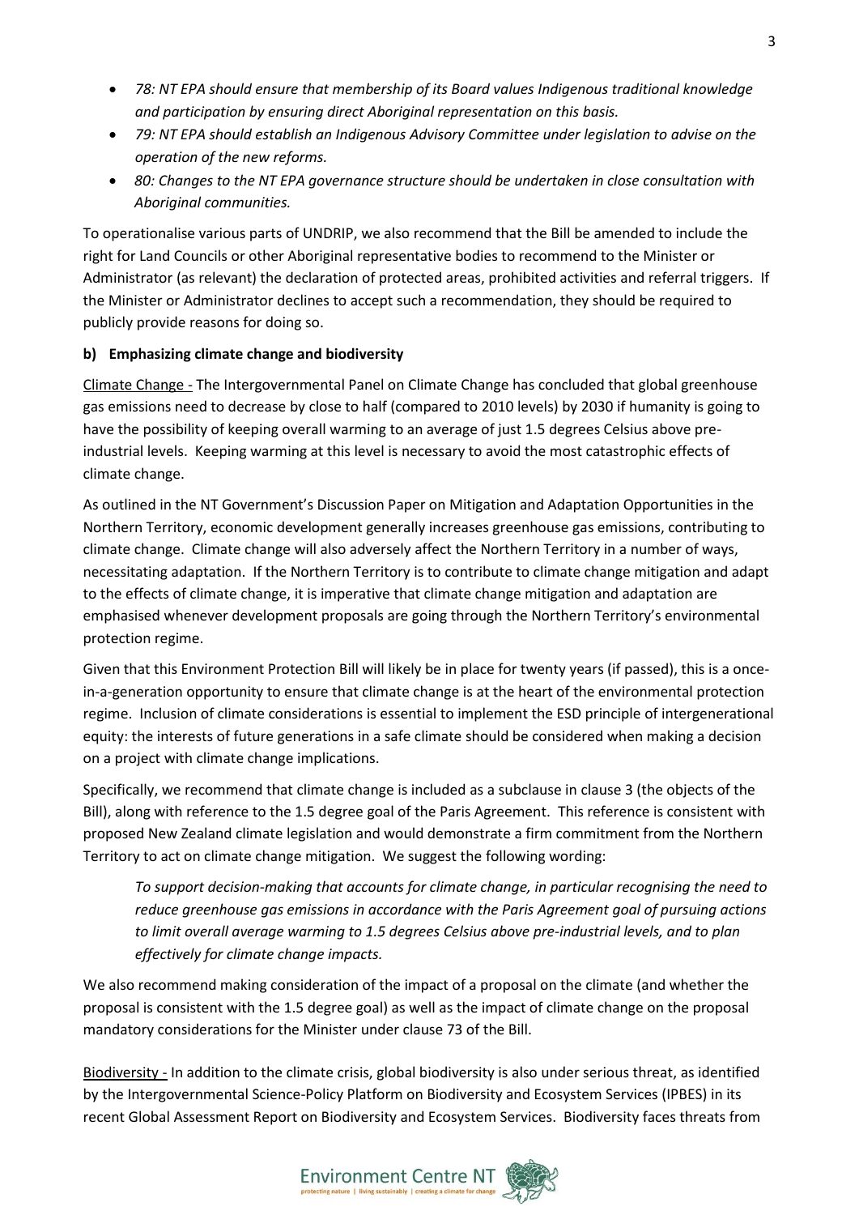- *78: NT EPA should ensure that membership of its Board values Indigenous traditional knowledge and participation by ensuring direct Aboriginal representation on this basis.*
- *79: NT EPA should establish an Indigenous Advisory Committee under legislation to advise on the operation of the new reforms.*
- *80: Changes to the NT EPA governance structure should be undertaken in close consultation with Aboriginal communities.*

To operationalise various parts of UNDRIP, we also recommend that the Bill be amended to include the right for Land Councils or other Aboriginal representative bodies to recommend to the Minister or Administrator (as relevant) the declaration of protected areas, prohibited activities and referral triggers. If the Minister or Administrator declines to accept such a recommendation, they should be required to publicly provide reasons for doing so.

**b) Emphasizing climate change and biodiversity**

Climate Change - The Intergovernmental Panel on Climate Change has concluded that global greenhouse gas emissions need to decrease by close to half (compared to 2010 levels) by 2030 if humanity is going to have the possibility of keeping overall warming to an average of just 1.5 degrees Celsius above pre-industrial levels. Keeping warming at this level is necessary to avoid the most catastrophic effects of climate change.

As outlined in the NT Government's Discussion Paper on Mitigation and Adaptation Opportunities in the Northern Territory, economic development generally increases greenhouse gas emissions, contributing to climate change. Climate change will also adversely affect the Northern Territory in a number of ways, necessitating adaptation. If the Northern Territory is to contribute to climate change mitigation and adapt to the effects of climate change, it is imperative that climate change mitigation and adaptation are emphasised whenever development proposals are going through the Northern Territory's environmental protection regime.

Given that this Environment Protection Bill will likely be in place for twenty years (if passed), this is a once-in-a-generation opportunity to ensure that climate change is at the heart of the environmental protection regime. Inclusion of climate considerations is essential to implement the ESD principle of intergenerational equity: the interests of future generations in a safe climate should be considered when making a decision on a project with climate change implications.

Specifically, we recommend that climate change is included as a subclause in clause 3 (the objects of the Bill), along with reference to the 1.5 degree goal of the Paris Agreement. This reference is consistent with proposed New Zealand climate legislation and would demonstrate a firm commitment from the Northern Territory to act on climate change mitigation. We suggest the following wording:

> *To support decision-making that accounts for climate change, in particular recognising the need to reduce greenhouse gas emissions in accordance with the Paris Agreement goal of pursuing actions to limit overall average warming to 1.5 degrees Celsius above pre-industrial levels, and to plan effectively for climate change impacts.*

We also recommend making consideration of the impact of a proposal on the climate (and whether the proposal is consistent with the 1.5 degree goal) as well as the impact of climate change on the proposal mandatory considerations for the Minister under clause 73 of the Bill.

Biodiversity - In addition to the climate crisis, global biodiversity is also under serious threat, as identified by the Intergovernmental Science-Policy Platform on Biodiversity and Ecosystem Services (IPBES) in its recent Global Assessment Report on Biodiversity and Ecosystem Services. Biodiversity faces threats from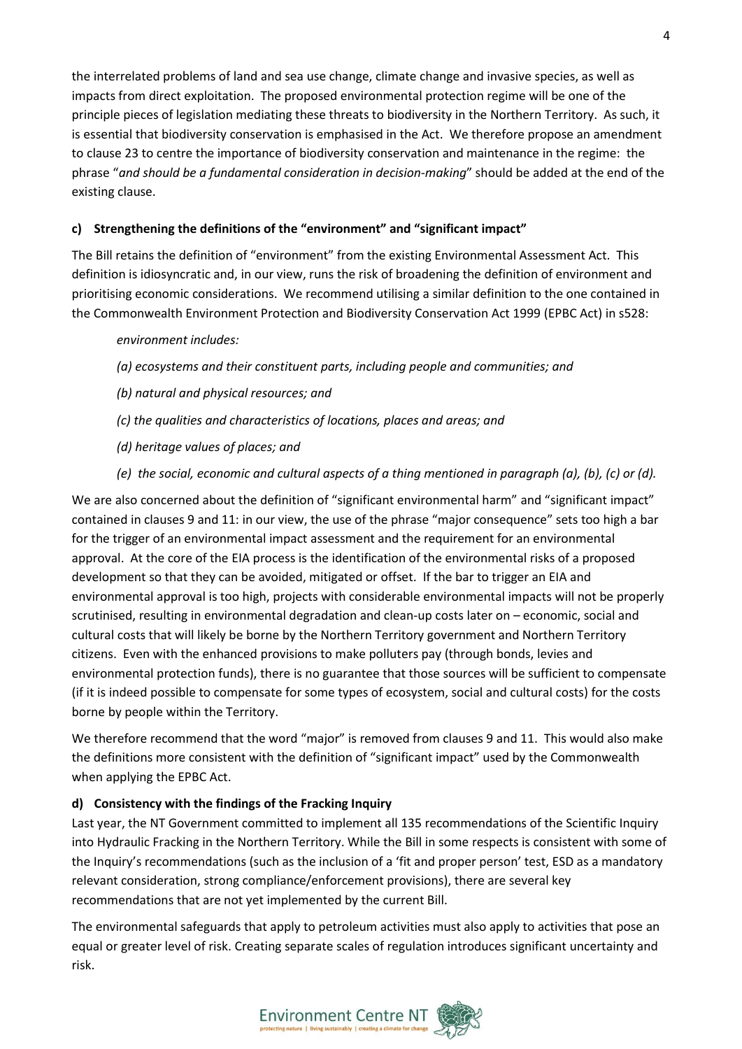the interrelated problems of land and sea use change, climate change and invasive species, as well as impacts from direct exploitation. The proposed environmental protection regime will be one of the principle pieces of legislation mediating these threats to biodiversity in the Northern Territory. As such, it is essential that biodiversity conservation is emphasised in the Act. We therefore propose an amendment to clause 23 to centre the importance of biodiversity conservation and maintenance in the regime: the phrase "*and should be a fundamental consideration in decision-making*" should be added at the end of the existing clause.

**c) Strengthening the definitions of the "environment" and "significant impact"**

The Bill retains the definition of "environment" from the existing Environmental Assessment Act. This definition is idiosyncratic and, in our view, runs the risk of broadening the definition of environment and prioritising economic considerations. We recommend utilising a similar definition to the one contained in the Commonwealth Environment Protection and Biodiversity Conservation Act 1999 (EPBC Act) in s528:

> *environment includes:*
>
> *(a) ecosystems and their constituent parts, including people and communities; and*
>
> *(b) natural and physical resources; and*
>
> *(c) the qualities and characteristics of locations, places and areas; and*
>
> *(d) heritage values of places; and*
>
> *(e) the social, economic and cultural aspects of a thing mentioned in paragraph (a), (b), (c) or (d).*

We are also concerned about the definition of "significant environmental harm" and "significant impact" contained in clauses 9 and 11: in our view, the use of the phrase "major consequence" sets too high a bar for the trigger of an environmental impact assessment and the requirement for an environmental approval. At the core of the EIA process is the identification of the environmental risks of a proposed development so that they can be avoided, mitigated or offset. If the bar to trigger an EIA and environmental approval is too high, projects with considerable environmental impacts will not be properly scrutinised, resulting in environmental degradation and clean-up costs later on – economic, social and cultural costs that will likely be borne by the Northern Territory government and Northern Territory citizens. Even with the enhanced provisions to make polluters pay (through bonds, levies and environmental protection funds), there is no guarantee that those sources will be sufficient to compensate (if it is indeed possible to compensate for some types of ecosystem, social and cultural costs) for the costs borne by people within the Territory.

We therefore recommend that the word "major" is removed from clauses 9 and 11. This would also make the definitions more consistent with the definition of "significant impact" used by the Commonwealth when applying the EPBC Act.

**d) Consistency with the findings of the Fracking Inquiry**

Last year, the NT Government committed to implement all 135 recommendations of the Scientific Inquiry into Hydraulic Fracking in the Northern Territory. While the Bill in some respects is consistent with some of the Inquiry's recommendations (such as the inclusion of a 'fit and proper person' test, ESD as a mandatory relevant consideration, strong compliance/enforcement provisions), there are several key recommendations that are not yet implemented by the current Bill.

The environmental safeguards that apply to petroleum activities must also apply to activities that pose an equal or greater level of risk. Creating separate scales of regulation introduces significant uncertainty and risk.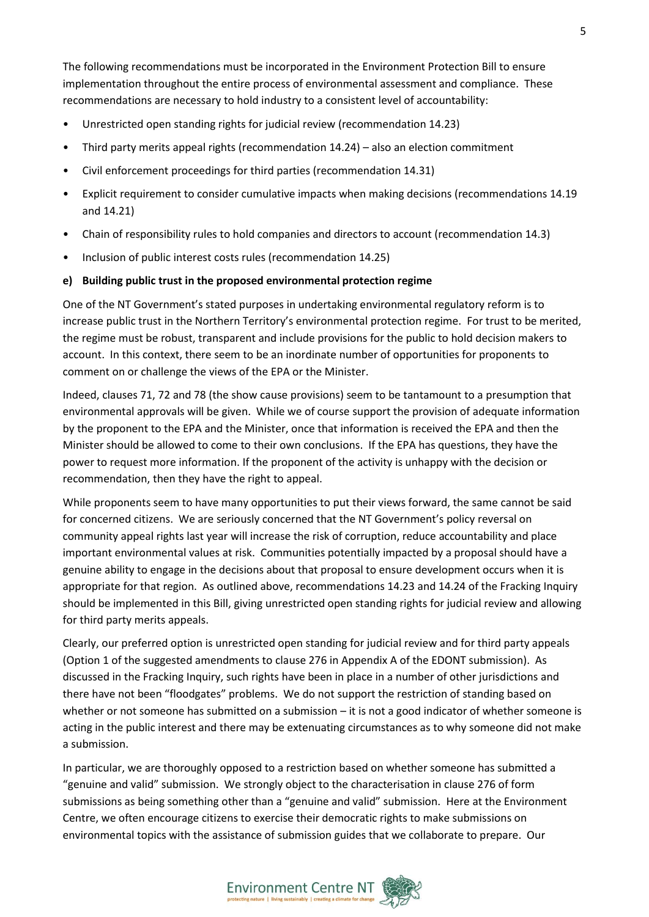The following recommendations must be incorporated in the Environment Protection Bill to ensure implementation throughout the entire process of environmental assessment and compliance. These recommendations are necessary to hold industry to a consistent level of accountability:

- Unrestricted open standing rights for judicial review (recommendation 14.23)
- Third party merits appeal rights (recommendation 14.24) – also an election commitment
- Civil enforcement proceedings for third parties (recommendation 14.31)
- Explicit requirement to consider cumulative impacts when making decisions (recommendations 14.19 and 14.21)
- Chain of responsibility rules to hold companies and directors to account (recommendation 14.3)
- Inclusion of public interest costs rules (recommendation 14.25)

**e) Building public trust in the proposed environmental protection regime**

One of the NT Government's stated purposes in undertaking environmental regulatory reform is to increase public trust in the Northern Territory's environmental protection regime. For trust to be merited, the regime must be robust, transparent and include provisions for the public to hold decision makers to account. In this context, there seem to be an inordinate number of opportunities for proponents to comment on or challenge the views of the EPA or the Minister.

Indeed, clauses 71, 72 and 78 (the show cause provisions) seem to be tantamount to a presumption that environmental approvals will be given. While we of course support the provision of adequate information by the proponent to the EPA and the Minister, once that information is received the EPA and then the Minister should be allowed to come to their own conclusions. If the EPA has questions, they have the power to request more information. If the proponent of the activity is unhappy with the decision or recommendation, then they have the right to appeal.

While proponents seem to have many opportunities to put their views forward, the same cannot be said for concerned citizens. We are seriously concerned that the NT Government's policy reversal on community appeal rights last year will increase the risk of corruption, reduce accountability and place important environmental values at risk. Communities potentially impacted by a proposal should have a genuine ability to engage in the decisions about that proposal to ensure development occurs when it is appropriate for that region. As outlined above, recommendations 14.23 and 14.24 of the Fracking Inquiry should be implemented in this Bill, giving unrestricted open standing rights for judicial review and allowing for third party merits appeals.

Clearly, our preferred option is unrestricted open standing for judicial review and for third party appeals (Option 1 of the suggested amendments to clause 276 in Appendix A of the EDONT submission). As discussed in the Fracking Inquiry, such rights have been in place in a number of other jurisdictions and there have not been "floodgates" problems. We do not support the restriction of standing based on whether or not someone has submitted on a submission – it is not a good indicator of whether someone is acting in the public interest and there may be extenuating circumstances as to why someone did not make a submission.

In particular, we are thoroughly opposed to a restriction based on whether someone has submitted a "genuine and valid" submission. We strongly object to the characterisation in clause 276 of form submissions as being something other than a "genuine and valid" submission. Here at the Environment Centre, we often encourage citizens to exercise their democratic rights to make submissions on environmental topics with the assistance of submission guides that we collaborate to prepare. Our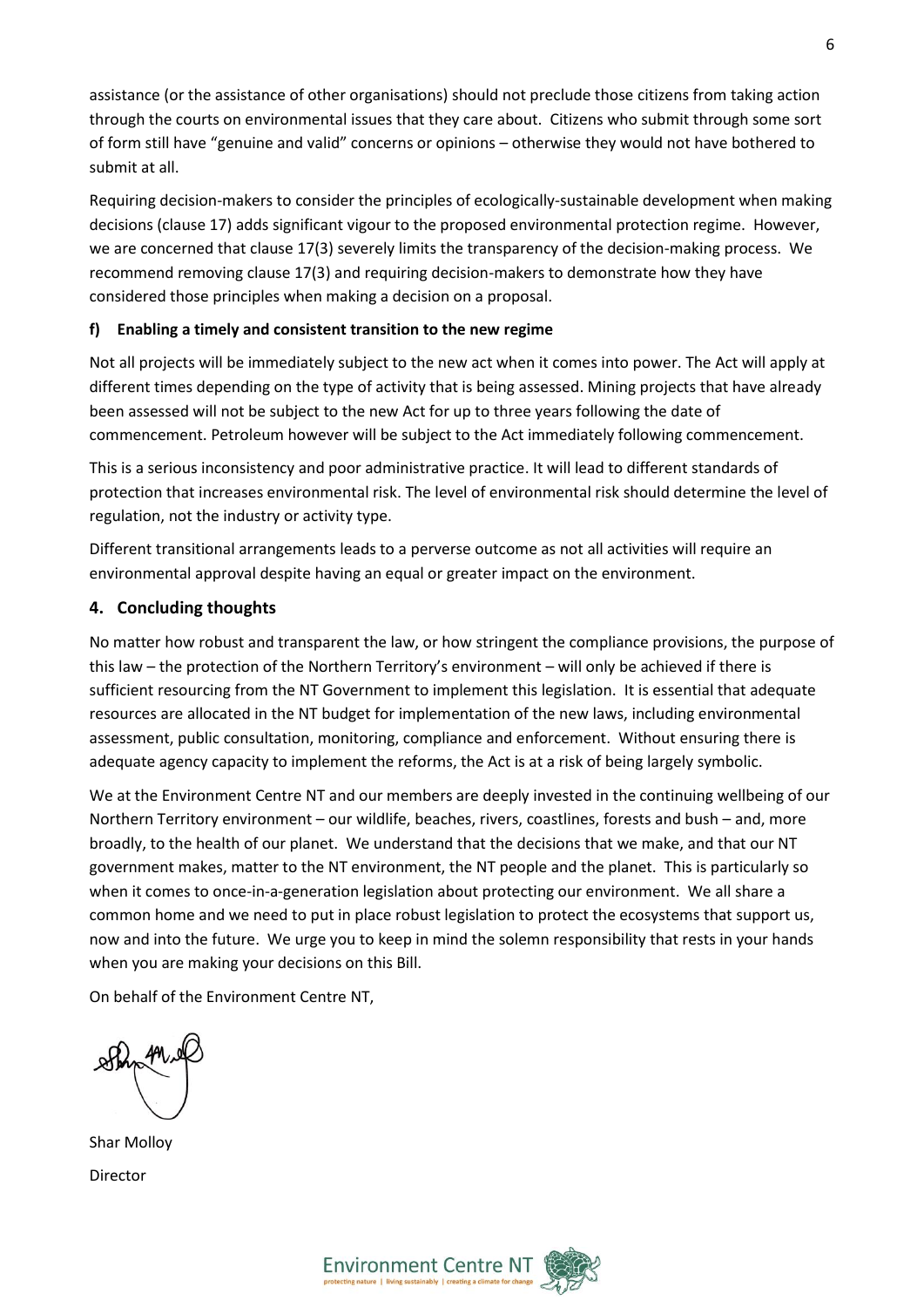assistance (or the assistance of other organisations) should not preclude those citizens from taking action through the courts on environmental issues that they care about. Citizens who submit through some sort of form still have "genuine and valid" concerns or opinions – otherwise they would not have bothered to submit at all.

Requiring decision-makers to consider the principles of ecologically-sustainable development when making decisions (clause 17) adds significant vigour to the proposed environmental protection regime. However, we are concerned that clause 17(3) severely limits the transparency of the decision-making process. We recommend removing clause 17(3) and requiring decision-makers to demonstrate how they have considered those principles when making a decision on a proposal.

#### f) Enabling a timely and consistent transition to the new regime

Not all projects will be immediately subject to the new act when it comes into power. The Act will apply at different times depending on the type of activity that is being assessed. Mining projects that have already been assessed will not be subject to the new Act for up to three years following the date of commencement. Petroleum however will be subject to the Act immediately following commencement.

This is a serious inconsistency and poor administrative practice. It will lead to different standards of protection that increases environmental risk. The level of environmental risk should determine the level of regulation, not the industry or activity type.

Different transitional arrangements leads to a perverse outcome as not all activities will require an environmental approval despite having an equal or greater impact on the environment.

## 4. Concluding thoughts

No matter how robust and transparent the law, or how stringent the compliance provisions, the purpose of this law – the protection of the Northern Territory's environment – will only be achieved if there is sufficient resourcing from the NT Government to implement this legislation. It is essential that adequate resources are allocated in the NT budget for implementation of the new laws, including environmental assessment, public consultation, monitoring, compliance and enforcement. Without ensuring there is adequate agency capacity to implement the reforms, the Act is at a risk of being largely symbolic.

We at the Environment Centre NT and our members are deeply invested in the continuing wellbeing of our Northern Territory environment – our wildlife, beaches, rivers, coastlines, forests and bush – and, more broadly, to the health of our planet. We understand that the decisions that we make, and that our NT government makes, matter to the NT environment, the NT people and the planet. This is particularly so when it comes to once-in-a-generation legislation about protecting our environment. We all share a common home and we need to put in place robust legislation to protect the ecosystems that support us, now and into the future. We urge you to keep in mind the solemn responsibility that rests in your hands when you are making your decisions on this Bill.

On behalf of the Environment Centre NT,

Shar Molloy

Director